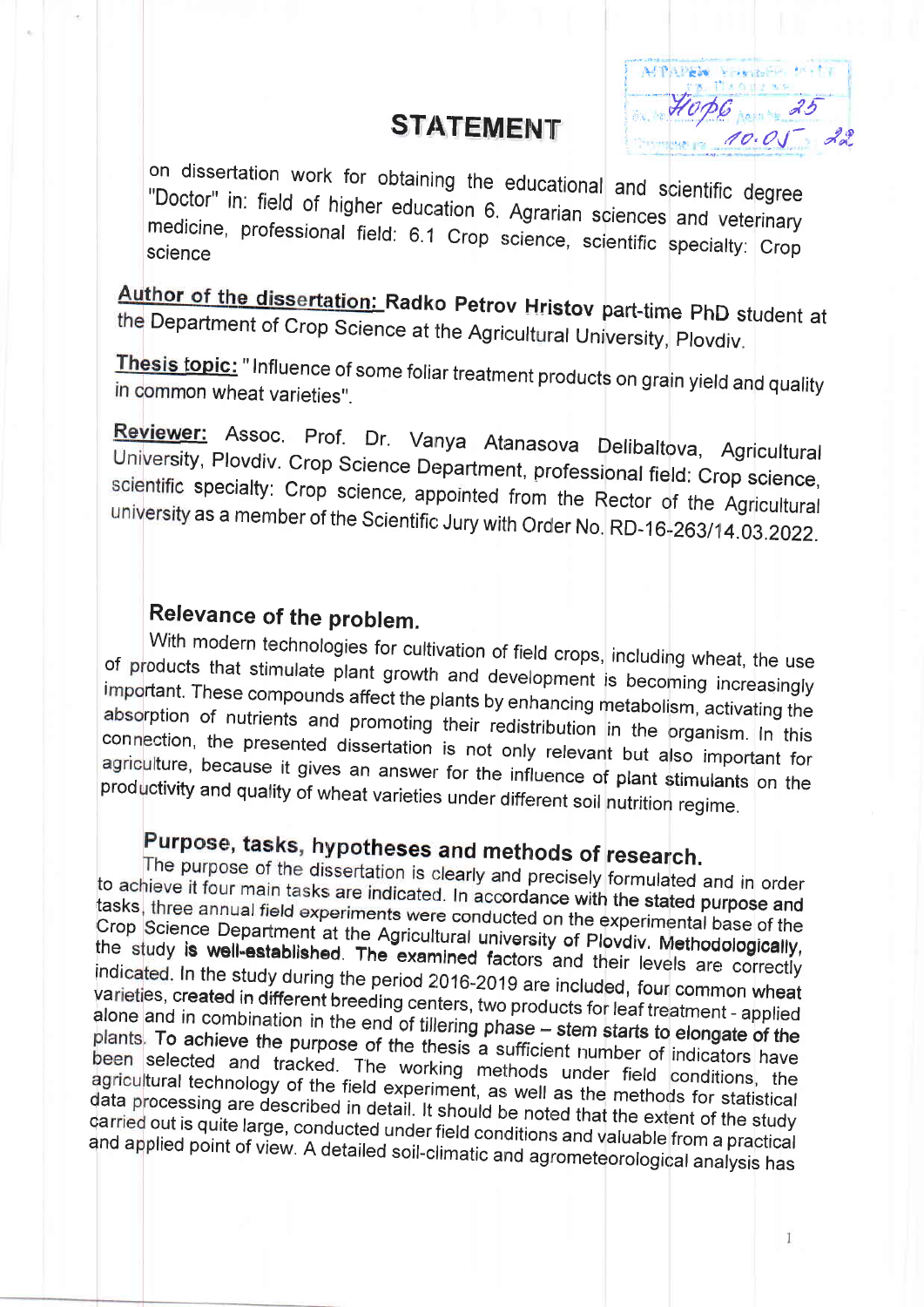# STATEMENT

on dissertation work for obtaining the educational and scientific degree "Doctor" in: field of higher education 6. Agrarian sciences and veterinary medicine, professional field: 6.1 Crop science, scientific specialty: Crop science

**Author of the dissertation:** **Radko Petrov Hristov** part-time PhD student at the Department of Crop Science at the Agricultural University, Plovdiv.

**Thesis topic:** " Influence of some foliar treatment products on grain yield and quality in common wheat varieties".

**Reviewer:** Assoc. Prof. Dr. Vanya Atanasova Delibaltova, Agricultural University, Plovdiv. Crop Science Department, professional field: Crop science, scientific specialty: Crop science, appointed from the Rector of the Agricultural university as a member of the Scientific Jury with Order No. RD-16-263/14.03.2022.

## Relevance of the problem.

With modern technologies for cultivation of field crops, including wheat, the use of products that stimulate plant growth and development is becoming increasingly important. These compounds affect the plants by enhancing metabolism, activating the absorption of nutrients and promoting their redistribution in the organism. In this connection, the presented dissertation is not only relevant but also important for agriculture, because it gives an answer for the influence of plant stimulants on the productivity and quality of wheat varieties under different soil nutrition regime.

## Purpose, tasks, hypotheses and methods of research.

The purpose of the dissertation is clearly and precisely formulated and in order to achieve it four main tasks are indicated. In accordance with the stated purpose and tasks, three annual field experiments were conducted on the experimental base of the Crop Science Department at the Agricultural university of Plovdiv. Methodologically, the study is well-established. The examined factors and their levels are correctly indicated. In the study during the period 2016-2019 are included, four common wheat varieties, created in different breeding centers, two products for leaf treatment - applied alone and in combination in the end of tillering phase – stem starts to elongate of the plants. To achieve the purpose of the thesis a sufficient number of indicators have been selected and tracked. The working methods under field conditions, the agricultural technology of the field experiment, as well as the methods for statistical data processing are described in detail. It should be noted that the extent of the study carried out is quite large, conducted under field conditions and valuable from a practical and applied point of view. A detailed soil-climatic and agrometeorological analysis has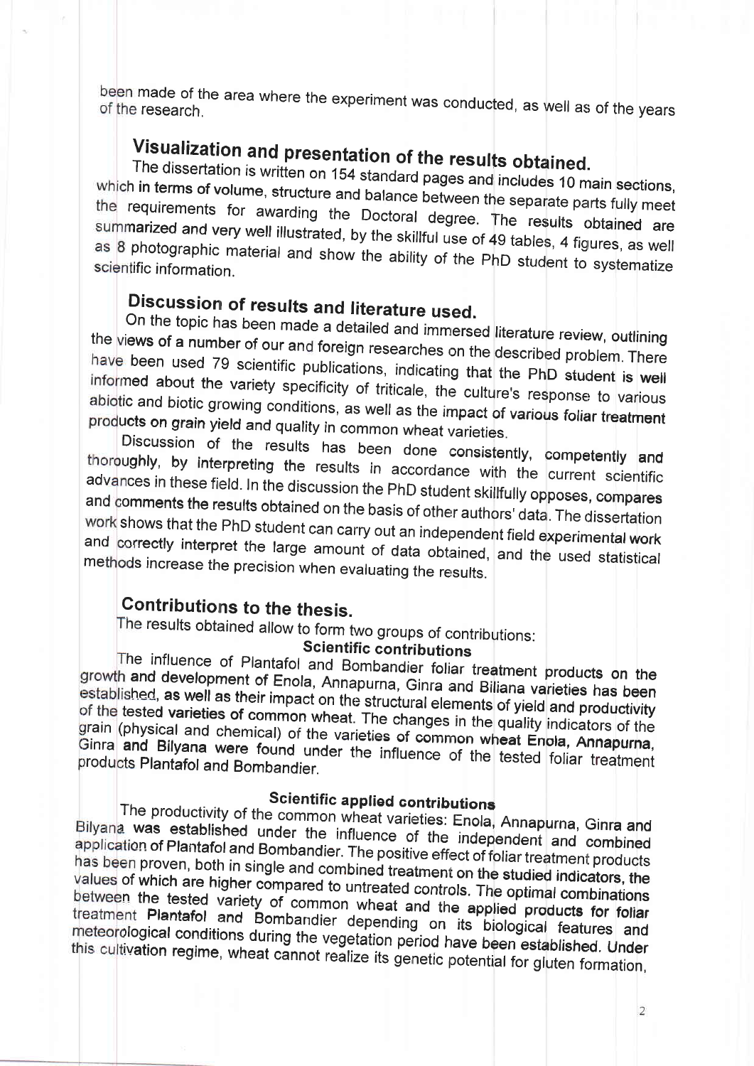been made of the area where the experiment was conducted, as well as of the years of the research.

## Visualization and presentation of the results obtained.

The dissertation is written on 154 standard pages and includes 10 main sections, which in terms of volume, structure and balance between the separate parts fully meet the requirements for awarding the Doctoral degree. The results obtained are summarized and very well illustrated, by the skillful use of 49 tables, 4 figures, as well as 8 photographic material and show the ability of the PhD student to systematize scientific information.

## Discussion of results and literature used.

On the topic has been made a detailed and immersed literature review, outlining the views of a number of our and foreign researches on the described problem. There have been used 79 scientific publications, indicating that the PhD student is well informed about the variety specificity of triticale, the culture's response to various abiotic and biotic growing conditions, as well as the impact of various foliar treatment products on grain yield and quality in common wheat varieties.

Discussion of the results has been done consistently, competently and thoroughly, by interpreting the results in accordance with the current scientific advances in these field. In the discussion the PhD student skillfully opposes, compares and comments the results obtained on the basis of other authors' data. The dissertation work shows that the PhD student can carry out an independent field experimental work and correctly interpret the large amount of data obtained, and the used statistical methods increase the precision when evaluating the results.

## Contributions to the thesis.

The results obtained allow to form two groups of contributions:

### Scientific contributions

The influence of Plantafol and Bombandier foliar treatment products on the growth and development of Enola, Annapurna, Ginra and Biliana varieties has been established, as well as their impact on the structural elements of yield and productivity of the tested varieties of common wheat. The changes in the quality indicators of the grain (physical and chemical) of the varieties of common wheat Enola, Annapurna, Ginra and Bilyana were found under the influence of the tested foliar treatment products Plantafol and Bombandier.

### Scientific applied contributions

The productivity of the common wheat varieties: Enola, Annapurna, Ginra and Bilyana was established under the influence of the independent and combined application of Plantafol and Bombandier. The positive effect of foliar treatment products has been proven, both in single and combined treatment on the studied indicators, the values of which are higher compared to untreated controls. The optimal combinations between the tested variety of common wheat and the applied products for foliar treatment Plantafol and Bombandier depending on its biological features and meteorological conditions during the vegetation period have been established. Under this cultivation regime, wheat cannot realize its genetic potential for gluten formation,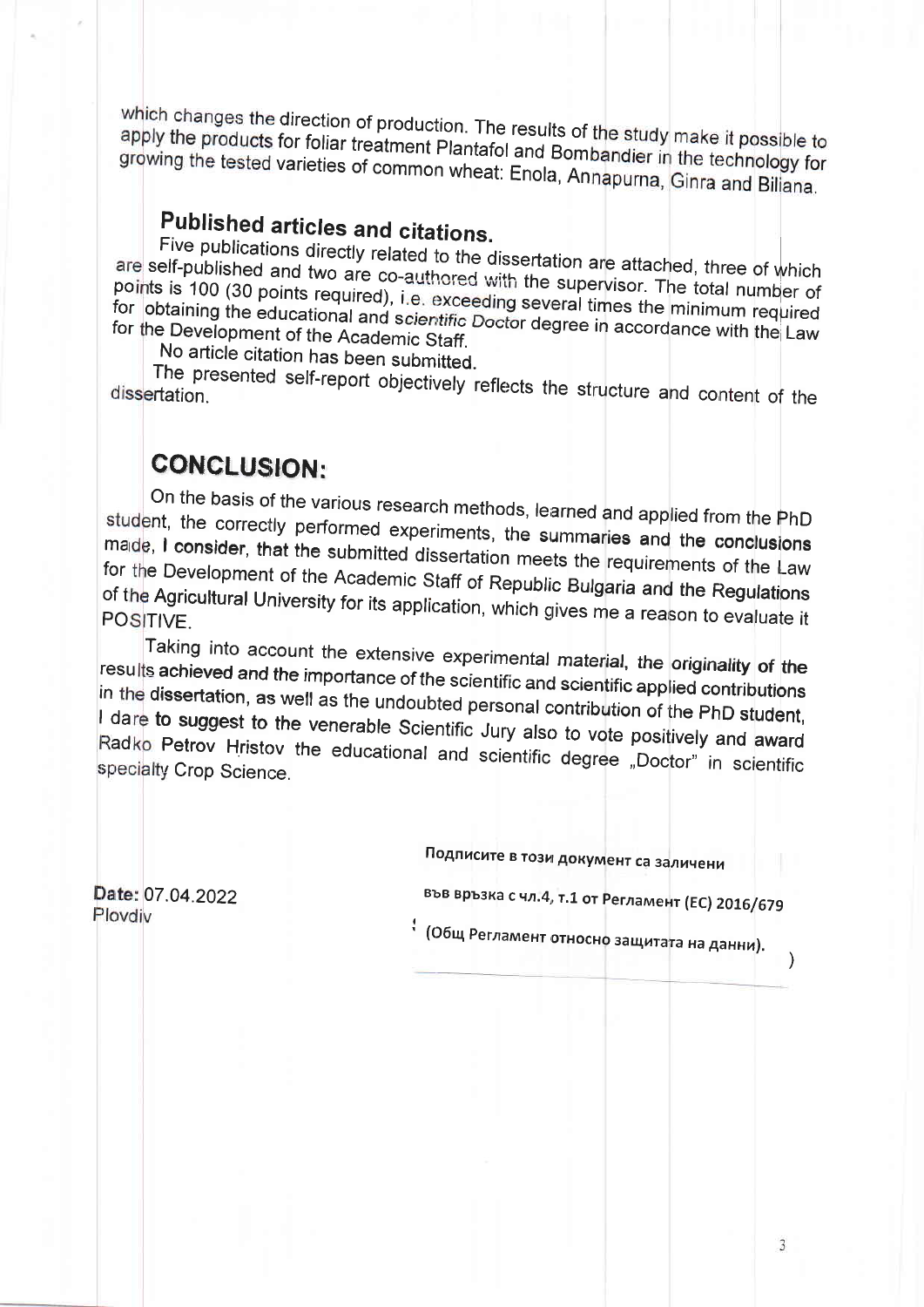which changes the direction of production. The results of the study make it possible to apply the products for foliar treatment Plantafol and Bombandier in the technology for growing the tested varieties of common wheat: Enola, Annapurna, Ginra and Biliana.

## Published articles and citations.

Five publications directly related to the dissertation are attached, three of which are self-published and two are co-authored with the supervisor. The total number of points is 100 (30 points required), i.e. exceeding several times the minimum required for obtaining the educational and scientific Doctor degree in accordance with the Law for the Development of the Academic Staff.

No article citation has been submitted.

The presented self-report objectively reflects the structure and content of the dissertation.

## CONCLUSION:

On the basis of the various research methods, learned and applied from the PhD student, the correctly performed experiments, the summaries and the conclusions made, **I consider**, that the submitted dissertation meets the requirements of the Law for the Development of the Academic Staff of Republic Bulgaria and the Regulations of the Agricultural University for its application, which gives me a reason to evaluate it POSITIVE.

Taking into account the extensive experimental material, the originality of the results achieved and the importance of the scientific and scientific applied contributions in the dissertation, as well as the undoubted personal contribution of the PhD student, I dare to suggest to the venerable Scientific Jury also to vote positively and award Radko Petrov Hristov the educational and scientific degree „Doctor" in scientific specialty Crop Science.

**Date:** 07.04.2022
Plovdiv

Подписите в този документ са заличени
във връзка с чл.4, т.1 от Регламент (ЕС) 2016/679
(Общ Регламент относно защитата на данни).